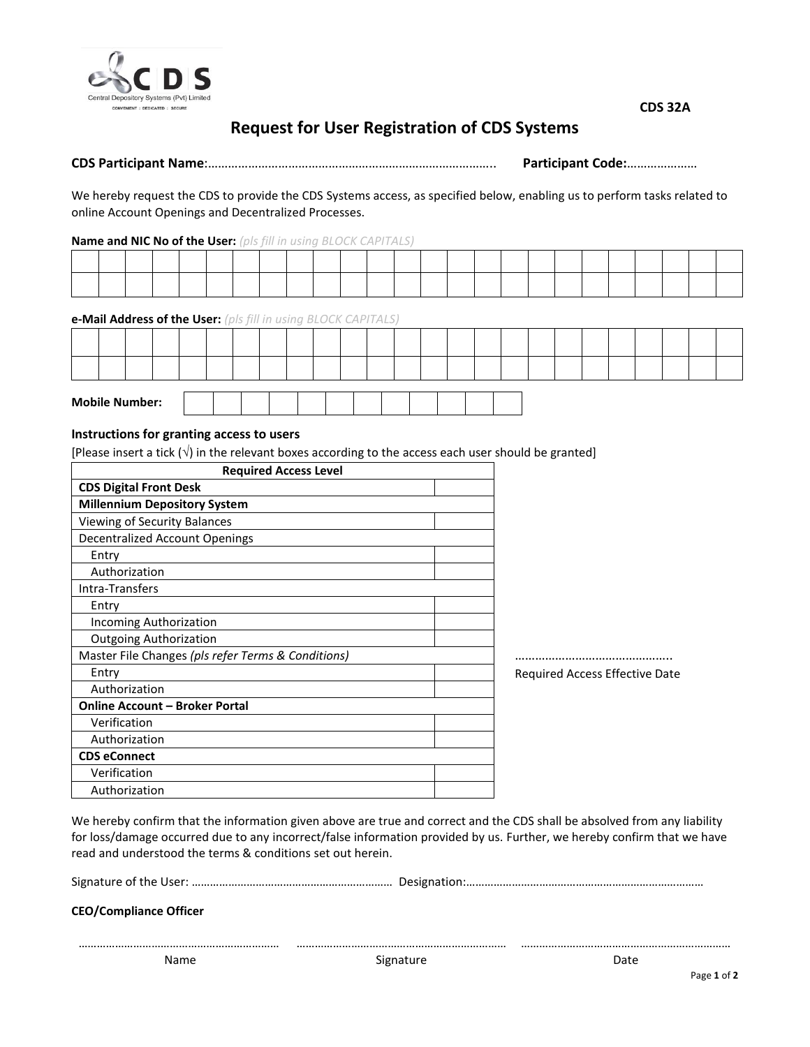CDS 32A

# Request for User Registration of CDS Systems

**CDS Participant Name**:………………………………………………………………………….. **Participant Code:**…………………

We hereby request the CDS to provide the CDS Systems access, as specified below, enabling us to perform tasks related to online Account Openings and Decentralized Processes.

**Name and NIC No of the User:** *(pls fill in using BLOCK CAPITALS)*

| | | | | | | | | | | | | | | | | | | | | | | | | |
|---|---|---|---|---|---|---|---|---|---|---|---|---|---|---|---|---|---|---|---|---|---|---|---|---|
| | | | | | | | | | | | | | | | | | | | | | | | | |

**e-Mail Address of the User:** *(pls fill in using BLOCK CAPITALS)*

| | | | | | | | | | | | | | | | | | | | | | | | | |
|---|---|---|---|---|---|---|---|---|---|---|---|---|---|---|---|---|---|---|---|---|---|---|---|---|
| | | | | | | | | | | | | | | | | | | | | | | | | |

**Mobile Number:**

| | | | | | | | | | | | |
|---|---|---|---|---|---|---|---|---|---|---|---|

### Instructions for granting access to users

[Please insert a tick (√) in the relevant boxes according to the access each user should be granted]

| Required Access Level | |
|---|---|
| **CDS Digital Front Desk** | |
| **Millennium Depository System** | |
| Viewing of Security Balances | |
| Decentralized Account Openings | |
| Entry | |
| Authorization | |
| Intra-Transfers | |
| Entry | |
| Incoming Authorization | |
| Outgoing Authorization | |
| Master File Changes *(pls refer Terms & Conditions)* | |
| Entry | |
| Authorization | |
| **Online Account – Broker Portal** | |
| Verification | |
| Authorization | |
| **CDS eConnect** | |
| Verification | |
| Authorization | |

………………………………………..
Required Access Effective Date

We hereby confirm that the information given above are true and correct and the CDS shall be absolved from any liability for loss/damage occurred due to any incorrect/false information provided by us. Further, we hereby confirm that we have read and understood the terms & conditions set out herein.

Signature of the User: ……………………………………………………… Designation:…………………………………………………………………

**CEO/Compliance Officer**

……………………………………………………… ……………………………………………………… ………………………………………………………
Name Signature Date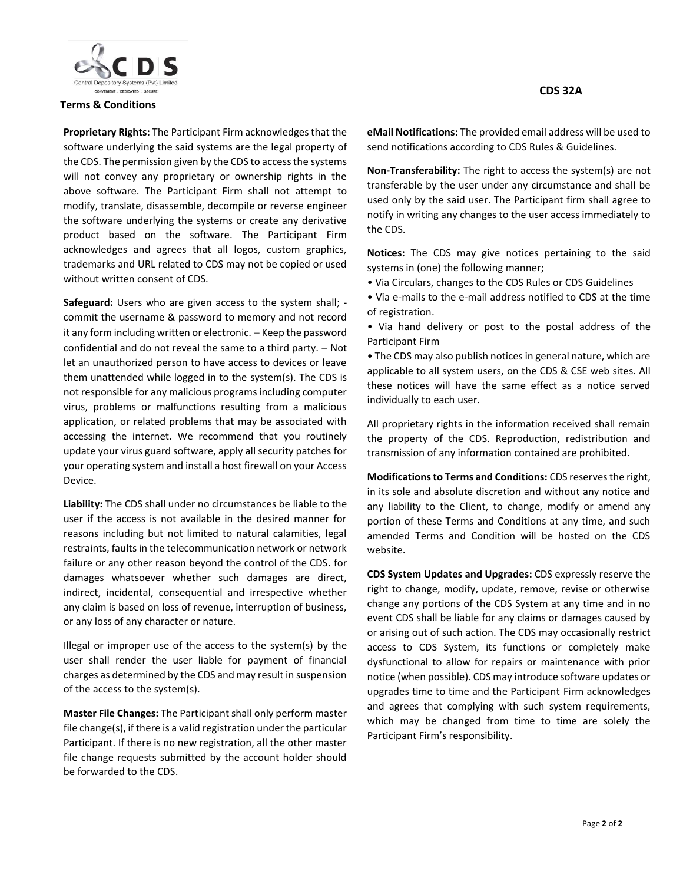Central Depository Systems (Pvt) Limited

CONVENIENT : DEDICATED : SECURE

**CDS 32A**

**Terms & Conditions**

**Proprietary Rights:** The Participant Firm acknowledges that the software underlying the said systems are the legal property of the CDS. The permission given by the CDS to access the systems will not convey any proprietary or ownership rights in the above software. The Participant Firm shall not attempt to modify, translate, disassemble, decompile or reverse engineer the software underlying the systems or create any derivative product based on the software. The Participant Firm acknowledges and agrees that all logos, custom graphics, trademarks and URL related to CDS may not be copied or used without written consent of CDS.

**Safeguard:** Users who are given access to the system shall; - commit the username & password to memory and not record it any form including written or electronic. – Keep the password confidential and do not reveal the same to a third party. – Not let an unauthorized person to have access to devices or leave them unattended while logged in to the system(s). The CDS is not responsible for any malicious programs including computer virus, problems or malfunctions resulting from a malicious application, or related problems that may be associated with accessing the internet. We recommend that you routinely update your virus guard software, apply all security patches for your operating system and install a host firewall on your Access Device.

**Liability:** The CDS shall under no circumstances be liable to the user if the access is not available in the desired manner for reasons including but not limited to natural calamities, legal restraints, faults in the telecommunication network or network failure or any other reason beyond the control of the CDS. for damages whatsoever whether such damages are direct, indirect, incidental, consequential and irrespective whether any claim is based on loss of revenue, interruption of business, or any loss of any character or nature.

Illegal or improper use of the access to the system(s) by the user shall render the user liable for payment of financial charges as determined by the CDS and may result in suspension of the access to the system(s).

**Master File Changes:** The Participant shall only perform master file change(s), if there is a valid registration under the particular Participant. If there is no new registration, all the other master file change requests submitted by the account holder should be forwarded to the CDS.

**eMail Notifications:** The provided email address will be used to send notifications according to CDS Rules & Guidelines.

**Non-Transferability:** The right to access the system(s) are not transferable by the user under any circumstance and shall be used only by the said user. The Participant firm shall agree to notify in writing any changes to the user access immediately to the CDS.

**Notices:** The CDS may give notices pertaining to the said systems in (one) the following manner;

- Via Circulars, changes to the CDS Rules or CDS Guidelines
- Via e-mails to the e-mail address notified to CDS at the time of registration.
- Via hand delivery or post to the postal address of the Participant Firm
- The CDS may also publish notices in general nature, which are applicable to all system users, on the CDS & CSE web sites. All these notices will have the same effect as a notice served individually to each user.

All proprietary rights in the information received shall remain the property of the CDS. Reproduction, redistribution and transmission of any information contained are prohibited.

**Modifications to Terms and Conditions:** CDS reserves the right, in its sole and absolute discretion and without any notice and any liability to the Client, to change, modify or amend any portion of these Terms and Conditions at any time, and such amended Terms and Condition will be hosted on the CDS website.

**CDS System Updates and Upgrades:** CDS expressly reserve the right to change, modify, update, remove, revise or otherwise change any portions of the CDS System at any time and in no event CDS shall be liable for any claims or damages caused by or arising out of such action. The CDS may occasionally restrict access to CDS System, its functions or completely make dysfunctional to allow for repairs or maintenance with prior notice (when possible). CDS may introduce software updates or upgrades time to time and the Participant Firm acknowledges and agrees that complying with such system requirements, which may be changed from time to time are solely the Participant Firm's responsibility.